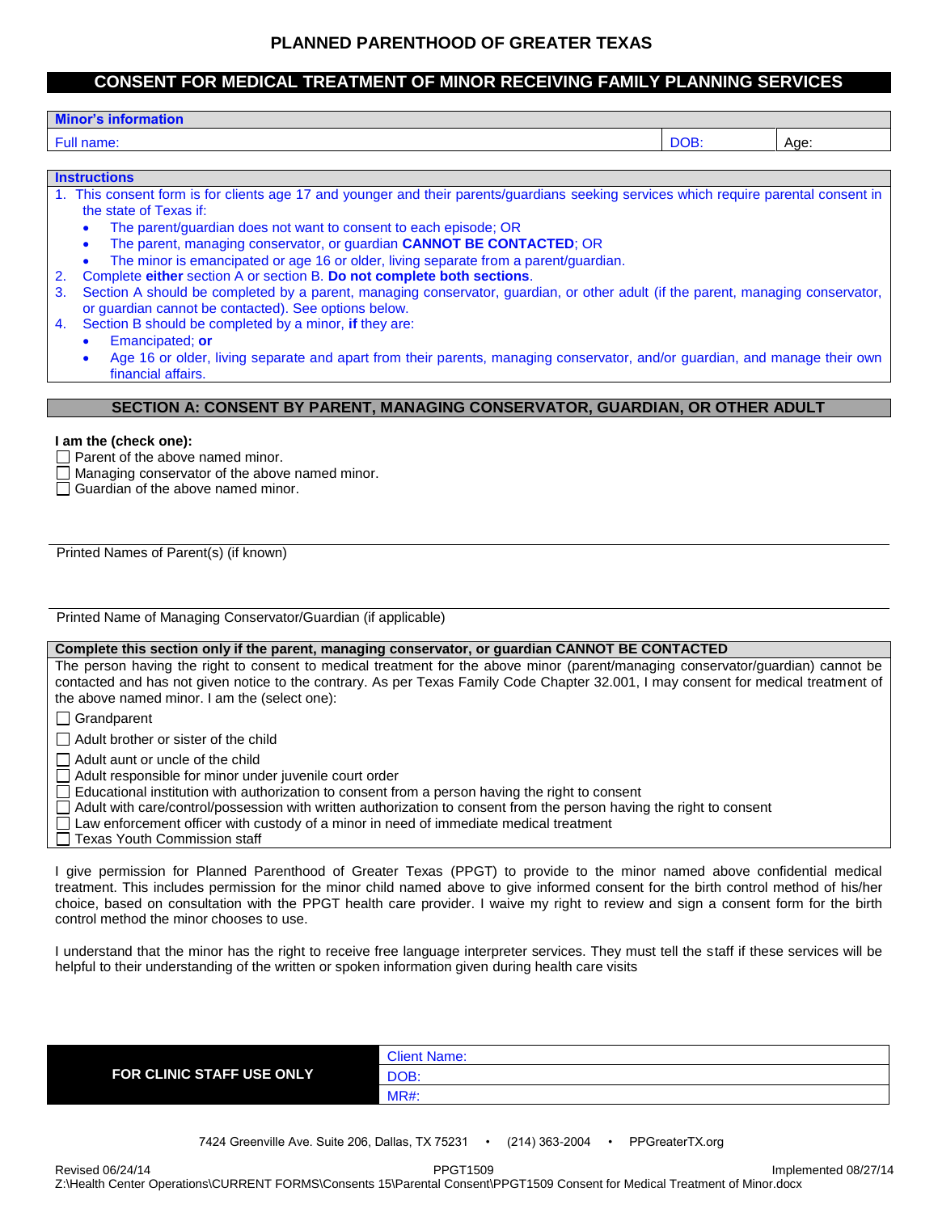# PLANNED PARENTHOOD OF GREATER TEXAS

## CONSENT FOR MEDICAL TREATMENT OF MINOR RECEIVING FAMILY PLANNING SERVICES

| **Minor's information** | | |
|---|---|---|
| Full name: | DOB: | Age: |

**Instructions**

1. This consent form is for clients age 17 and younger and their parents/guardians seeking services which require parental consent in the state of Texas if:
   - The parent/guardian does not want to consent to each episode; OR
   - The parent, managing conservator, or guardian **CANNOT BE CONTACTED**; OR
   - The minor is emancipated or age 16 or older, living separate from a parent/guardian.
2. Complete **either** section A or section B. **Do not complete both sections**.
3. Section A should be completed by a parent, managing conservator, guardian, or other adult (if the parent, managing conservator, or guardian cannot be contacted). See options below.
4. Section B should be completed by a minor, **if** they are:
   - Emancipated; **or**
   - Age 16 or older, living separate and apart from their parents, managing conservator, and/or guardian, and manage their own financial affairs.

## SECTION A: CONSENT BY PARENT, MANAGING CONSERVATOR, GUARDIAN, OR OTHER ADULT

**I am the (check one):**

- ☐ Parent of the above named minor.
- ☐ Managing conservator of the above named minor.
- ☐ Guardian of the above named minor.

\_\_\_\_\_\_\_\_\_\_\_\_\_\_\_\_\_\_\_\_\_\_\_\_\_\_\_\_\_\_\_\_\_\_\_\_\_\_\_\_\_\_\_\_

Printed Names of Parent(s) (if known)

\_\_\_\_\_\_\_\_\_\_\_\_\_\_\_\_\_\_\_\_\_\_\_\_\_\_\_\_\_\_\_\_\_\_\_\_\_\_\_\_\_\_\_\_

Printed Name of Managing Conservator/Guardian (if applicable)

**Complete this section only if the parent, managing conservator, or guardian CANNOT BE CONTACTED**

The person having the right to consent to medical treatment for the above minor (parent/managing conservator/guardian) cannot be contacted and has not given notice to the contrary. As per Texas Family Code Chapter 32.001, I may consent for medical treatment of the above named minor. I am the (select one):

- ☐ Grandparent
- ☐ Adult brother or sister of the child
- ☐ Adult aunt or uncle of the child
- ☐ Adult responsible for minor under juvenile court order
- ☐ Educational institution with authorization to consent from a person having the right to consent
- ☐ Adult with care/control/possession with written authorization to consent from the person having the right to consent
- ☐ Law enforcement officer with custody of a minor in need of immediate medical treatment
- ☐ Texas Youth Commission staff

I give permission for Planned Parenthood of Greater Texas (PPGT) to provide to the minor named above confidential medical treatment. This includes permission for the minor child named above to give informed consent for the birth control method of his/her choice, based on consultation with the PPGT health care provider. I waive my right to review and sign a consent form for the birth control method the minor chooses to use.

I understand that the minor has the right to receive free language interpreter services. They must tell the staff if these services will be helpful to their understanding of the written or spoken information given during health care visits

| **FOR CLINIC STAFF USE ONLY** | Client Name: |
|---|---|
| | DOB: |
| | MR#: |

7424 Greenville Ave. Suite 206, Dallas, TX 75231 • (214) 363-2004 • PPGreaterTX.org

Revised 06/24/14 PPGT1509 Implemented 08/27/14

Z:\Health Center Operations\CURRENT FORMS\Consents 15\Parental Consent\PPGT1509 Consent for Medical Treatment of Minor.docx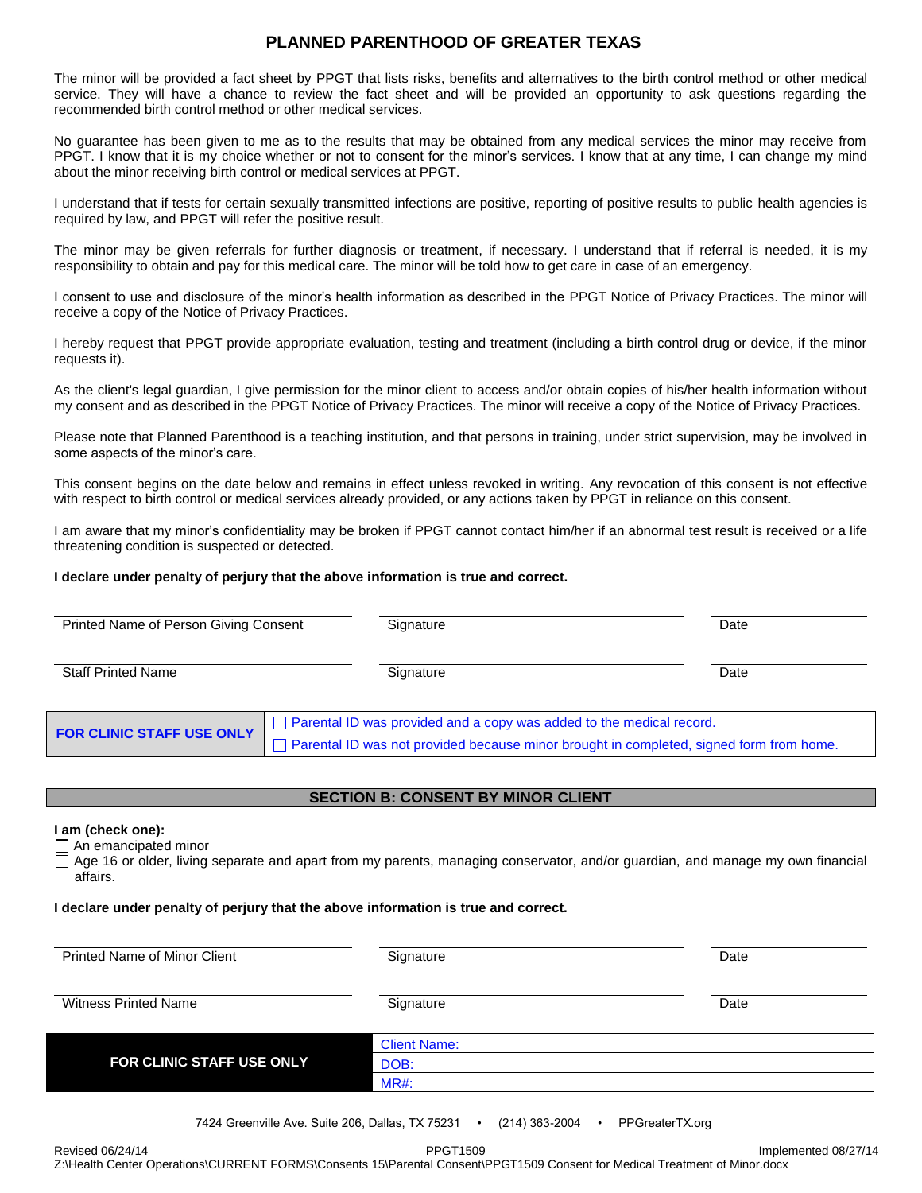# PLANNED PARENTHOOD OF GREATER TEXAS

The minor will be provided a fact sheet by PPGT that lists risks, benefits and alternatives to the birth control method or other medical service. They will have a chance to review the fact sheet and will be provided an opportunity to ask questions regarding the recommended birth control method or other medical services.

No guarantee has been given to me as to the results that may be obtained from any medical services the minor may receive from PPGT. I know that it is my choice whether or not to consent for the minor's services. I know that at any time, I can change my mind about the minor receiving birth control or medical services at PPGT.

I understand that if tests for certain sexually transmitted infections are positive, reporting of positive results to public health agencies is required by law, and PPGT will refer the positive result.

The minor may be given referrals for further diagnosis or treatment, if necessary. I understand that if referral is needed, it is my responsibility to obtain and pay for this medical care. The minor will be told how to get care in case of an emergency.

I consent to use and disclosure of the minor's health information as described in the PPGT Notice of Privacy Practices. The minor will receive a copy of the Notice of Privacy Practices.

I hereby request that PPGT provide appropriate evaluation, testing and treatment (including a birth control drug or device, if the minor requests it).

As the client's legal guardian, I give permission for the minor client to access and/or obtain copies of his/her health information without my consent and as described in the PPGT Notice of Privacy Practices. The minor will receive a copy of the Notice of Privacy Practices.

Please note that Planned Parenthood is a teaching institution, and that persons in training, under strict supervision, may be involved in some aspects of the minor's care.

This consent begins on the date below and remains in effect unless revoked in writing. Any revocation of this consent is not effective with respect to birth control or medical services already provided, or any actions taken by PPGT in reliance on this consent.

I am aware that my minor's confidentiality may be broken if PPGT cannot contact him/her if an abnormal test result is received or a life threatening condition is suspected or detected.

**I declare under penalty of perjury that the above information is true and correct.**

| | | |
|---|---|---|
| Printed Name of Person Giving Consent | Signature | Date |
| Staff Printed Name | Signature | Date |

| | |
|---|---|
| **FOR CLINIC STAFF USE ONLY** | ☐ Parental ID was provided and a copy was added to the medical record.<br>☐ Parental ID was not provided because minor brought in completed, signed form from home. |

## SECTION B: CONSENT BY MINOR CLIENT

**I am (check one):**

☐ An emancipated minor

☐ Age 16 or older, living separate and apart from my parents, managing conservator, and/or guardian, and manage my own financial affairs.

**I declare under penalty of perjury that the above information is true and correct.**

| | | |
|---|---|---|
| Printed Name of Minor Client | Signature | Date |
| Witness Printed Name | Signature | Date |

| | |
|---|---|
| **FOR CLINIC STAFF USE ONLY** | Client Name: |
| | DOB: |
| | MR#: |

7424 Greenville Ave. Suite 206, Dallas, TX 75231 • (214) 363-2004 • PPGreaterTX.org

Revised 06/24/14 PPGT1509 Implemented 08/27/14

Z:\Health Center Operations\CURRENT FORMS\Consents 15\Parental Consent\PPGT1509 Consent for Medical Treatment of Minor.docx